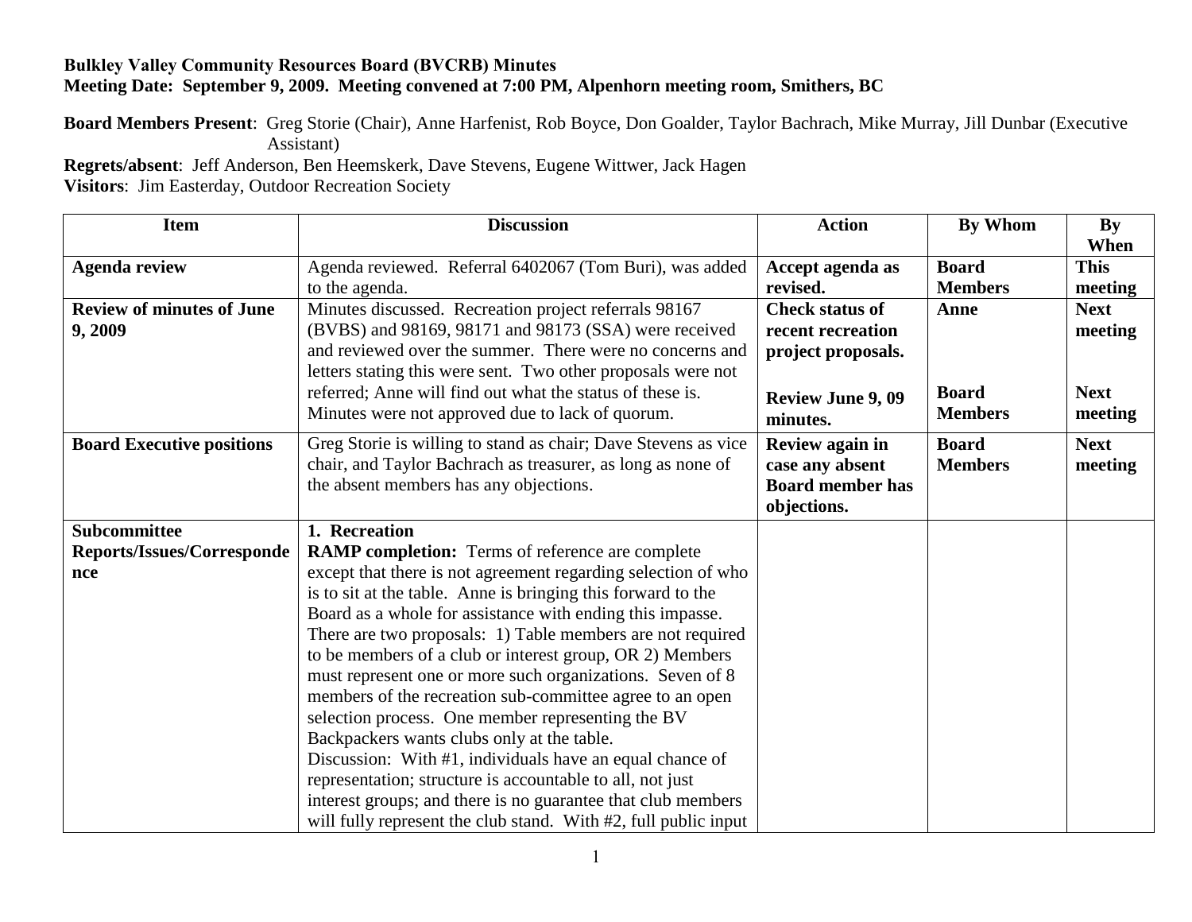**Bulkley Valley Community Resources Board (BVCRB) Minutes**
**Meeting Date: September 9, 2009. Meeting convened at 7:00 PM, Alpenhorn meeting room, Smithers, BC**

**Board Members Present**: Greg Storie (Chair), Anne Harfenist, Rob Boyce, Don Goalder, Taylor Bachrach, Mike Murray, Jill Dunbar (Executive Assistant)
**Regrets/absent**: Jeff Anderson, Ben Heemskerk, Dave Stevens, Eugene Wittwer, Jack Hagen
**Visitors**: Jim Easterday, Outdoor Recreation Society

| Item | Discussion | Action | By Whom | By When |
|---|---|---|---|---|
| **Agenda review** | Agenda reviewed. Referral 6402067 (Tom Buri), was added to the agenda. | **Accept agenda as revised.** | **Board Members** | **This meeting** |
| **Review of minutes of June 9, 2009** | Minutes discussed. Recreation project referrals 98167 (BVBS) and 98169, 98171 and 98173 (SSA) were received and reviewed over the summer. There were no concerns and letters stating this were sent. Two other proposals were not referred; Anne will find out what the status of these is. Minutes were not approved due to lack of quorum. | **Check status of recent recreation project proposals.**<br><br>**Review June 9, 09 minutes.** | **Anne**<br><br>**Board Members** | **Next meeting**<br><br>**Next meeting** |
| **Board Executive positions** | Greg Storie is willing to stand as chair; Dave Stevens as vice chair, and Taylor Bachrach as treasurer, as long as none of the absent members has any objections. | **Review again in case any absent Board member has objections.** | **Board Members** | **Next meeting** |
| **Subcommittee Reports/Issues/Correspondence** | **1. Recreation**<br>**RAMP completion:** Terms of reference are complete except that there is not agreement regarding selection of who is to sit at the table. Anne is bringing this forward to the Board as a whole for assistance with ending this impasse. There are two proposals: 1) Table members are not required to be members of a club or interest group, OR 2) Members must represent one or more such organizations. Seven of 8 members of the recreation sub-committee agree to an open selection process. One member representing the BV Backpackers wants clubs only at the table.<br>Discussion: With #1, individuals have an equal chance of representation; structure is accountable to all, not just interest groups; and there is no guarantee that club members will fully represent the club stand. With #2, full public input | | | |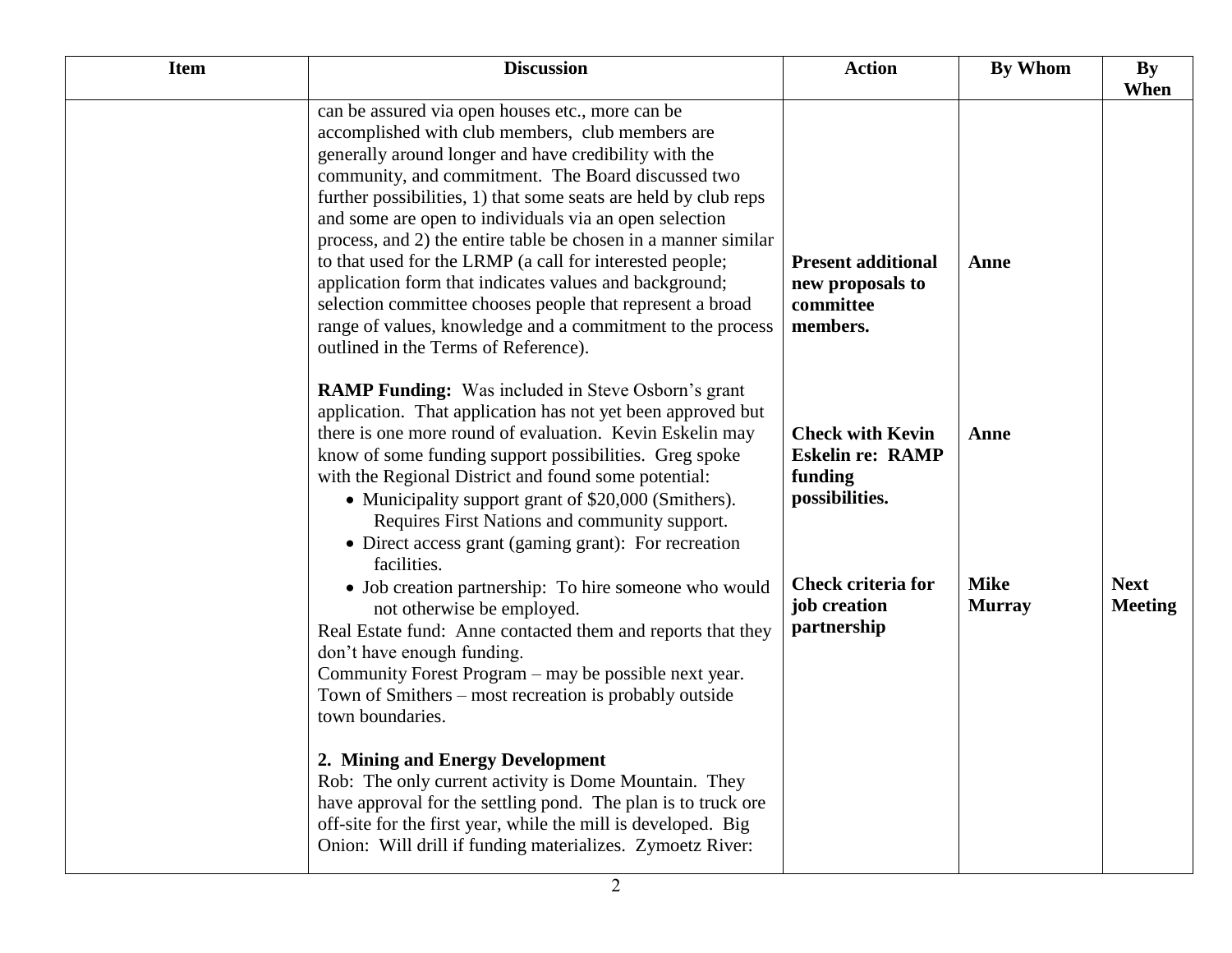| Item | Discussion | Action | By Whom | By When |
|---|---|---|---|---|
| | can be assured via open houses etc., more can be accomplished with club members, club members are generally around longer and have credibility with the community, and commitment. The Board discussed two further possibilities, 1) that some seats are held by club reps and some are open to individuals via an open selection process, and 2) the entire table be chosen in a manner similar to that used for the LRMP (a call for interested people; application form that indicates values and background; selection committee chooses people that represent a broad range of values, knowledge and a commitment to the process outlined in the Terms of Reference). | **Present additional new proposals to committee members.** | **Anne** | |
| | **RAMP Funding:** Was included in Steve Osborn's grant application. That application has not yet been approved but there is one more round of evaluation. Kevin Eskelin may know of some funding support possibilities. Greg spoke with the Regional District and found some potential:<br>• Municipality support grant of $20,000 (Smithers). Requires First Nations and community support.<br>• Direct access grant (gaming grant): For recreation facilities. | **Check with Kevin Eskelin re: RAMP funding possibilities.** | **Anne** | |
| | • Job creation partnership: To hire someone who would not otherwise be employed.<br>Real Estate fund: Anne contacted them and reports that they don't have enough funding.<br>Community Forest Program – may be possible next year.<br>Town of Smithers – most recreation is probably outside town boundaries. | **Check criteria for job creation partnership** | **Mike Murray** | **Next Meeting** |
| | **2. Mining and Energy Development**<br>Rob: The only current activity is Dome Mountain. They have approval for the settling pond. The plan is to truck ore off-site for the first year, while the mill is developed. Big Onion: Will drill if funding materializes. Zymoetz River: | | | |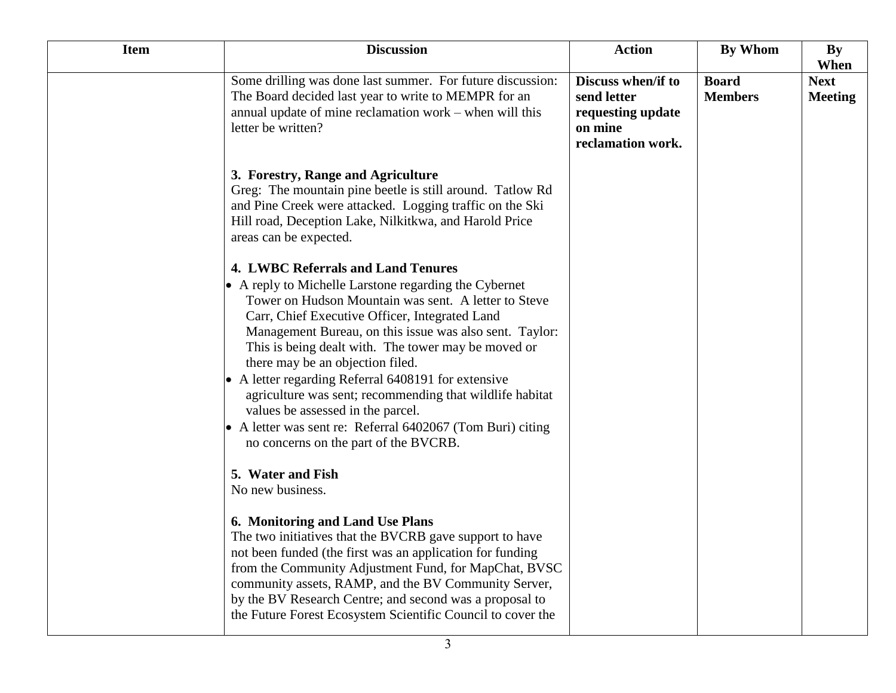| Item | Discussion | Action | By Whom | By When |
|---|---|---|---|---|
| | Some drilling was done last summer. For future discussion: The Board decided last year to write to MEMPR for an annual update of mine reclamation work – when will this letter be written?<br><br>**3. Forestry, Range and Agriculture**<br>Greg: The mountain pine beetle is still around. Tatlow Rd and Pine Creek were attacked. Logging traffic on the Ski Hill road, Deception Lake, Nilkitkwa, and Harold Price areas can be expected.<br><br>**4. LWBC Referrals and Land Tenures**<br>• A reply to Michelle Larstone regarding the Cybernet Tower on Hudson Mountain was sent. A letter to Steve Carr, Chief Executive Officer, Integrated Land Management Bureau, on this issue was also sent. Taylor: This is being dealt with. The tower may be moved or there may be an objection filed.<br>• A letter regarding Referral 6408191 for extensive agriculture was sent; recommending that wildlife habitat values be assessed in the parcel.<br>• A letter was sent re: Referral 6402067 (Tom Buri) citing no concerns on the part of the BVCRB.<br><br>**5. Water and Fish**<br>No new business.<br><br>**6. Monitoring and Land Use Plans**<br>The two initiatives that the BVCRB gave support to have not been funded (the first was an application for funding from the Community Adjustment Fund, for MapChat, BVSC community assets, RAMP, and the BV Community Server, by the BV Research Centre; and second was a proposal to the Future Forest Ecosystem Scientific Council to cover the | **Discuss when/if to send letter requesting update on mine reclamation work.** | **Board Members** | **Next Meeting** |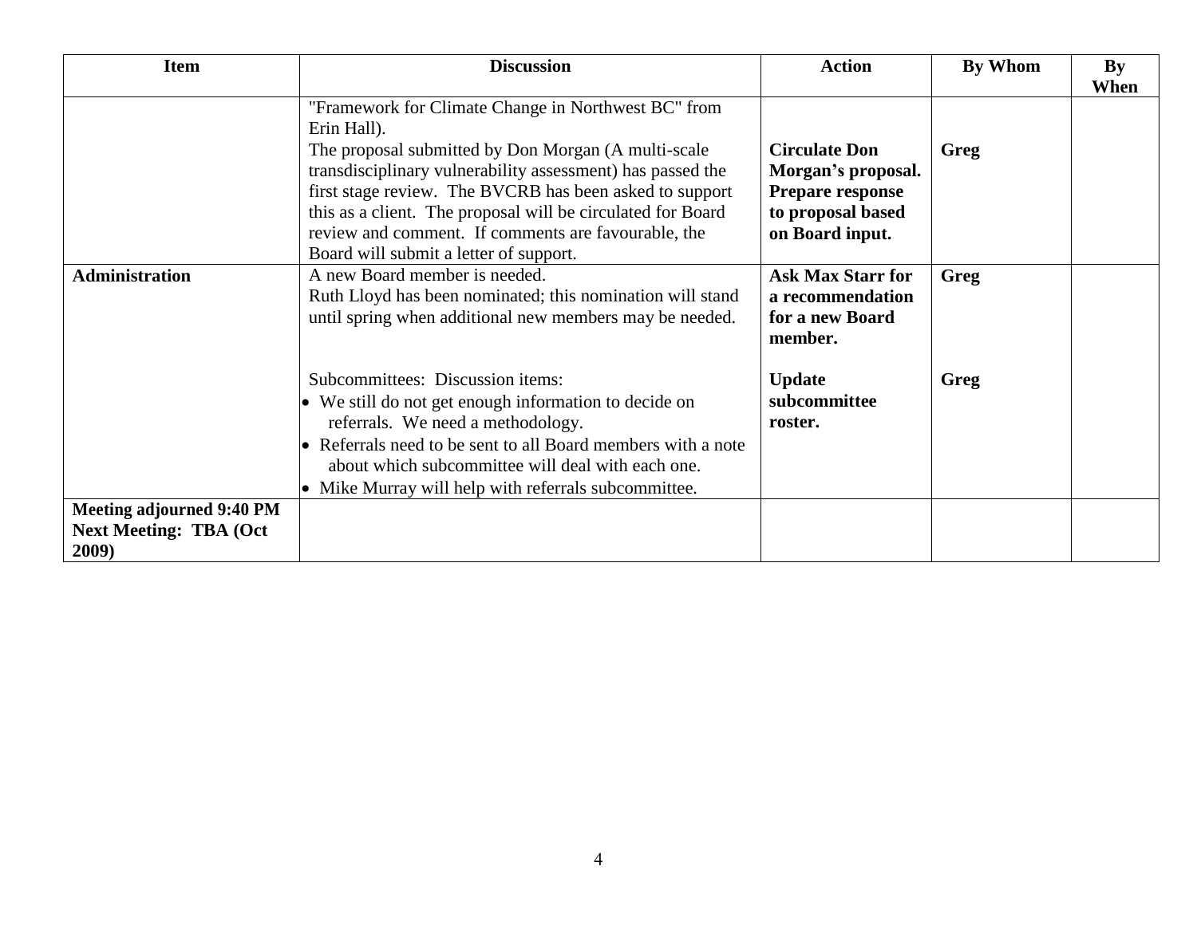| Item | Discussion | Action | By Whom | By When |
|---|---|---|---|---|
| | "Framework for Climate Change in Northwest BC" from Erin Hall).<br>The proposal submitted by Don Morgan (A multi-scale transdisciplinary vulnerability assessment) has passed the first stage review. The BVCRB has been asked to support this as a client. The proposal will be circulated for Board review and comment. If comments are favourable, the Board will submit a letter of support. | **Circulate Don Morgan's proposal. Prepare response to proposal based on Board input.** | **Greg** | |
| **Administration** | A new Board member is needed.<br>Ruth Lloyd has been nominated; this nomination will stand until spring when additional new members may be needed. | **Ask Max Starr for a recommendation for a new Board member.** | **Greg** | |
| | Subcommittees: Discussion items:<br>• We still do not get enough information to decide on referrals. We need a methodology.<br>• Referrals need to be sent to all Board members with a note about which subcommittee will deal with each one.<br>• Mike Murray will help with referrals subcommittee. | **Update subcommittee roster.** | **Greg** | |
| **Meeting adjourned 9:40 PM**<br>**Next Meeting: TBA (Oct 2009)** | | | | |